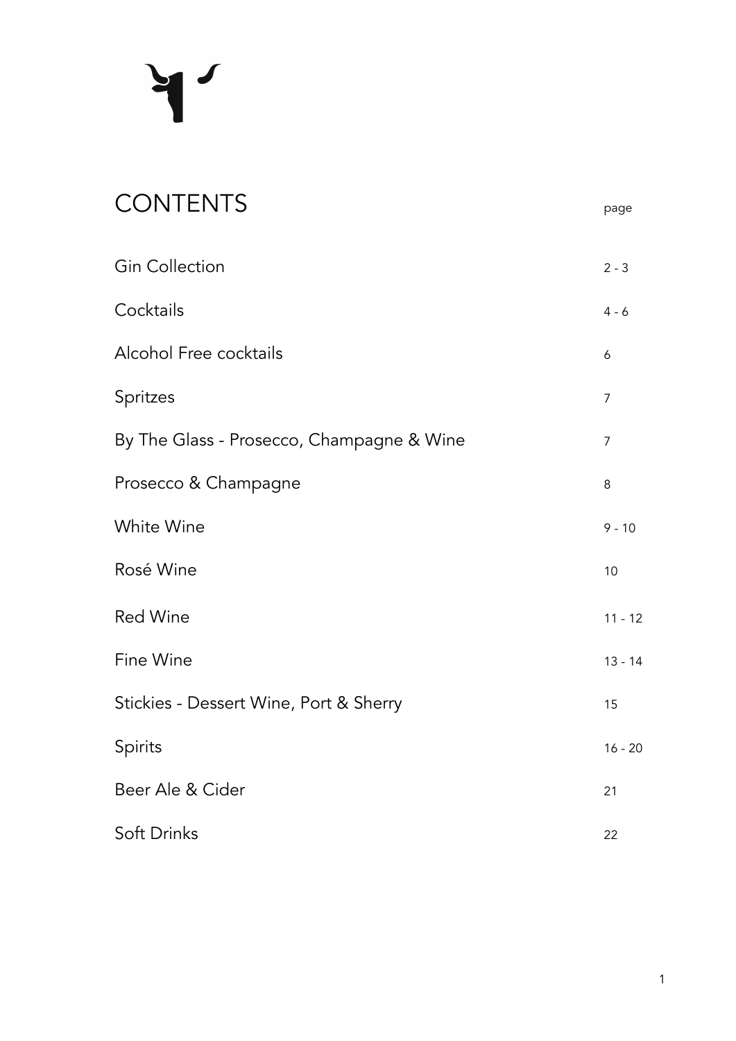# CONTENTS

| | page |
|---|---|
| Gin Collection | 2 - 3 |
| Cocktails | 4 - 6 |
| Alcohol Free cocktails | 6 |
| Spritzes | 7 |
| By The Glass - Prosecco, Champagne & Wine | 7 |
| Prosecco & Champagne | 8 |
| White Wine | 9 - 10 |
| Rosé Wine | 10 |
| Red Wine | 11 - 12 |
| Fine Wine | 13 - 14 |
| Stickies - Dessert Wine, Port & Sherry | 15 |
| Spirits | 16 - 20 |
| Beer Ale & Cider | 21 |
| Soft Drinks | 22 |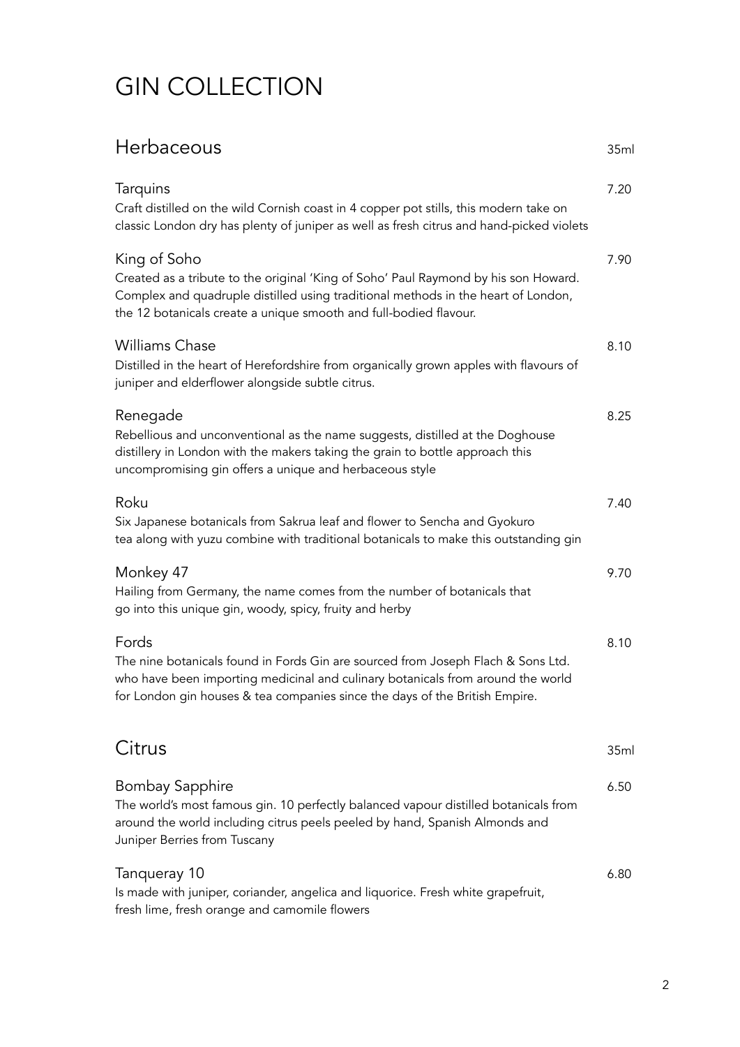# GIN COLLECTION

## Herbaceous

35ml

### Tarquins — 7.20

Craft distilled on the wild Cornish coast in 4 copper pot stills, this modern take on classic London dry has plenty of juniper as well as fresh citrus and hand-picked violets

### King of Soho — 7.90

Created as a tribute to the original 'King of Soho' Paul Raymond by his son Howard. Complex and quadruple distilled using traditional methods in the heart of London, the 12 botanicals create a unique smooth and full-bodied flavour.

### Williams Chase — 8.10

Distilled in the heart of Herefordshire from organically grown apples with flavours of juniper and elderflower alongside subtle citrus.

### Renegade — 8.25

Rebellious and unconventional as the name suggests, distilled at the Doghouse distillery in London with the makers taking the grain to bottle approach this uncompromising gin offers a unique and herbaceous style

### Roku — 7.40

Six Japanese botanicals from Sakrua leaf and flower to Sencha and Gyokuro tea along with yuzu combine with traditional botanicals to make this outstanding gin

### Monkey 47 — 9.70

Hailing from Germany, the name comes from the number of botanicals that go into this unique gin, woody, spicy, fruity and herby

### Fords — 8.10

The nine botanicals found in Fords Gin are sourced from Joseph Flach & Sons Ltd. who have been importing medicinal and culinary botanicals from around the world for London gin houses & tea companies since the days of the British Empire.

## Citrus

35ml

### Bombay Sapphire — 6.50

The world's most famous gin. 10 perfectly balanced vapour distilled botanicals from around the world including citrus peels peeled by hand, Spanish Almonds and Juniper Berries from Tuscany

### Tanqueray 10 — 6.80

Is made with juniper, coriander, angelica and liquorice. Fresh white grapefruit, fresh lime, fresh orange and camomile flowers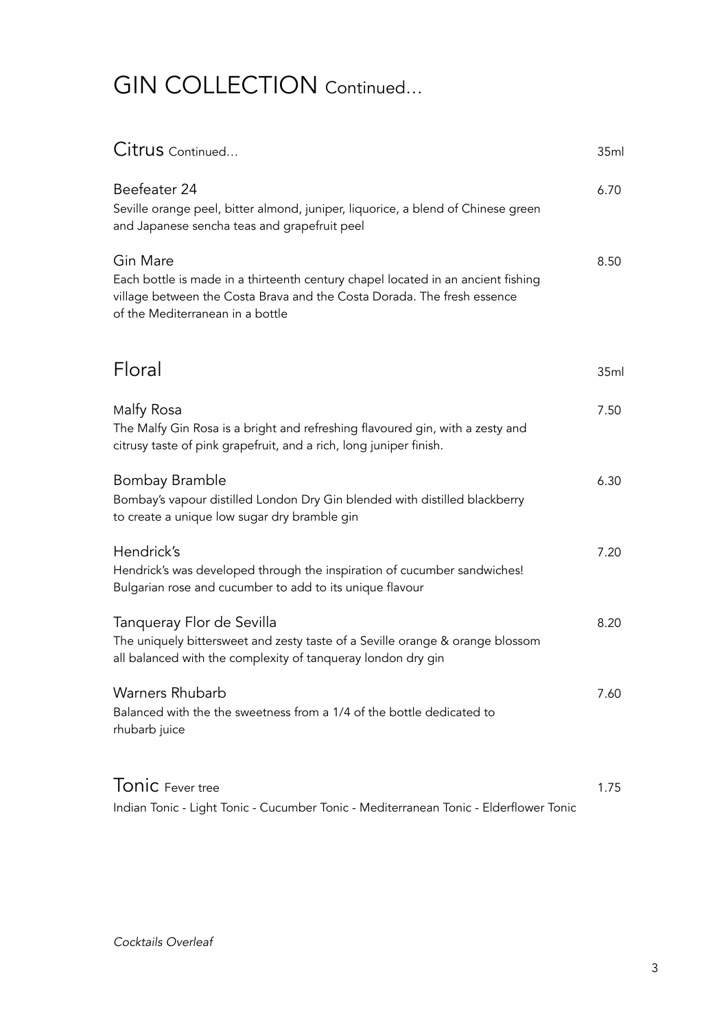# GIN COLLECTION Continued…

## Citrus Continued… — 35ml

**Beefeater 24** — 6.70
Seville orange peel, bitter almond, juniper, liquorice, a blend of Chinese green and Japanese sencha teas and grapefruit peel

**Gin Mare** — 8.50
Each bottle is made in a thirteenth century chapel located in an ancient fishing village between the Costa Brava and the Costa Dorada. The fresh essence of the Mediterranean in a bottle

## Floral — 35ml

**Malfy Rosa** — 7.50
The Malfy Gin Rosa is a bright and refreshing flavoured gin, with a zesty and citrusy taste of pink grapefruit, and a rich, long juniper finish.

**Bombay Bramble** — 6.30
Bombay's vapour distilled London Dry Gin blended with distilled blackberry to create a unique low sugar dry bramble gin

**Hendrick's** — 7.20
Hendrick's was developed through the inspiration of cucumber sandwiches! Bulgarian rose and cucumber to add to its unique flavour

**Tanqueray Flor de Sevilla** — 8.20
The uniquely bittersweet and zesty taste of a Seville orange & orange blossom all balanced with the complexity of tanqueray london dry gin

**Warners Rhubarb** — 7.60
Balanced with the the sweetness from a 1/4 of the bottle dedicated to rhubarb juice

## Tonic Fever tree — 1.75

Indian Tonic - Light Tonic - Cucumber Tonic - Mediterranean Tonic - Elderflower Tonic

*Cocktails Overleaf*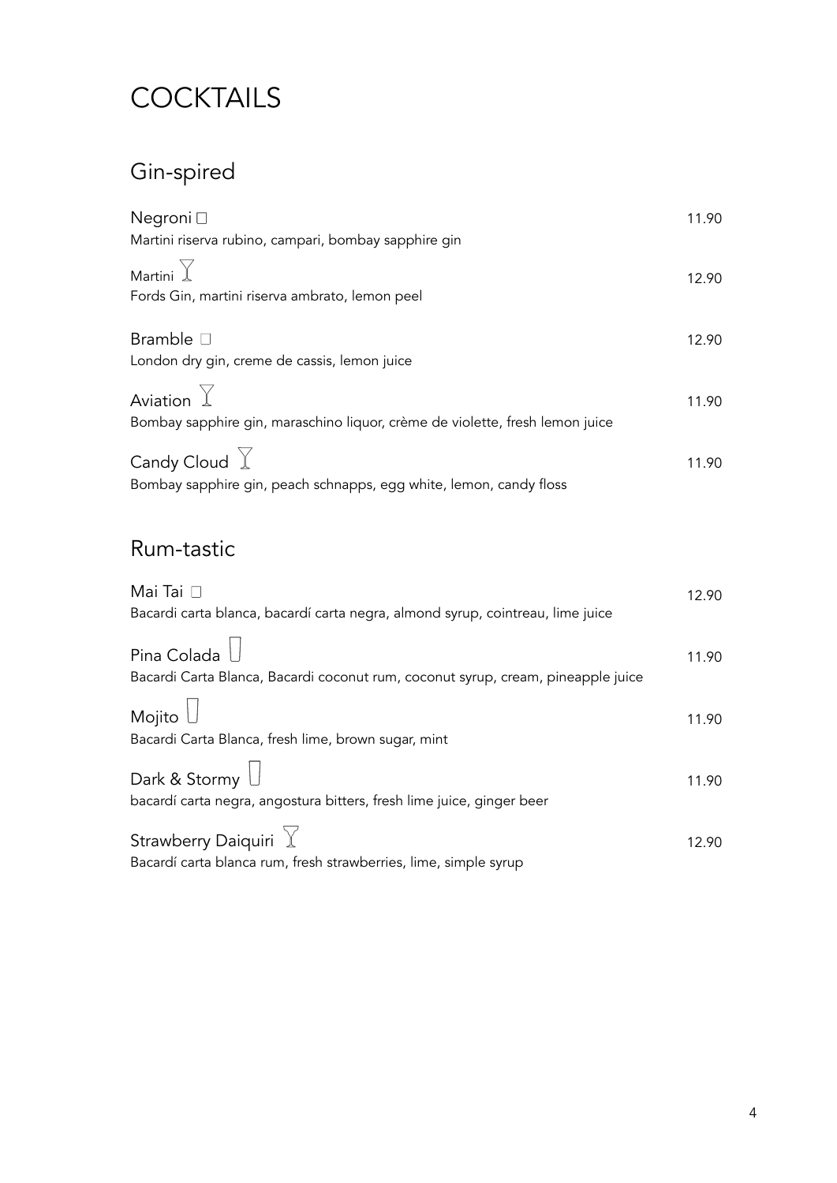# COCKTAILS

## Gin-spired

**Negroni** — 11.90
Martini riserva rubino, campari, bombay sapphire gin

**Martini** — 12.90
Fords Gin, martini riserva ambrato, lemon peel

**Bramble** — 12.90
London dry gin, creme de cassis, lemon juice

**Aviation** — 11.90
Bombay sapphire gin, maraschino liquor, crème de violette, fresh lemon juice

**Candy Cloud** — 11.90
Bombay sapphire gin, peach schnapps, egg white, lemon, candy floss

## Rum-tastic

**Mai Tai** — 12.90
Bacardi carta blanca, bacardí carta negra, almond syrup, cointreau, lime juice

**Pina Colada** — 11.90
Bacardi Carta Blanca, Bacardi coconut rum, coconut syrup, cream, pineapple juice

**Mojito** — 11.90
Bacardi Carta Blanca, fresh lime, brown sugar, mint

**Dark & Stormy** — 11.90
bacardí carta negra, angostura bitters, fresh lime juice, ginger beer

**Strawberry Daiquiri** — 12.90
Bacardí carta blanca rum, fresh strawberries, lime, simple syrup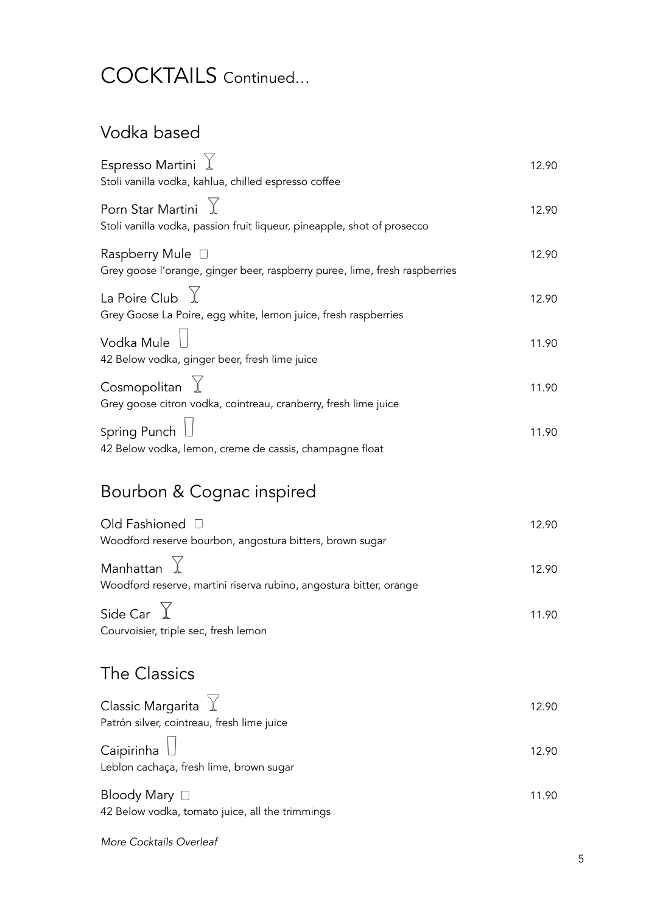# COCKTAILS Continued...

## Vodka based

**Espresso Martini** — 12.90
Stoli vanilla vodka, kahlua, chilled espresso coffee

**Porn Star Martini** — 12.90
Stoli vanilla vodka, passion fruit liqueur, pineapple, shot of prosecco

**Raspberry Mule** — 12.90
Grey goose l'orange, ginger beer, raspberry puree, lime, fresh raspberries

**La Poire Club** — 12.90
Grey Goose La Poire, egg white, lemon juice, fresh raspberries

**Vodka Mule** — 11.90
42 Below vodka, ginger beer, fresh lime juice

**Cosmopolitan** — 11.90
Grey goose citron vodka, cointreau, cranberry, fresh lime juice

**Spring Punch** — 11.90
42 Below vodka, lemon, creme de cassis, champagne float

## Bourbon & Cognac inspired

**Old Fashioned** — 12.90
Woodford reserve bourbon, angostura bitters, brown sugar

**Manhattan** — 12.90
Woodford reserve, martini riserva rubino, angostura bitter, orange

**Side Car** — 11.90
Courvoisier, triple sec, fresh lemon

## The Classics

**Classic Margarita** — 12.90
Patrón silver, cointreau, fresh lime juice

**Caipirinha** — 12.90
Leblon cachaça, fresh lime, brown sugar

**Bloody Mary** — 11.90
42 Below vodka, tomato juice, all the trimmings

*More Cocktails Overleaf*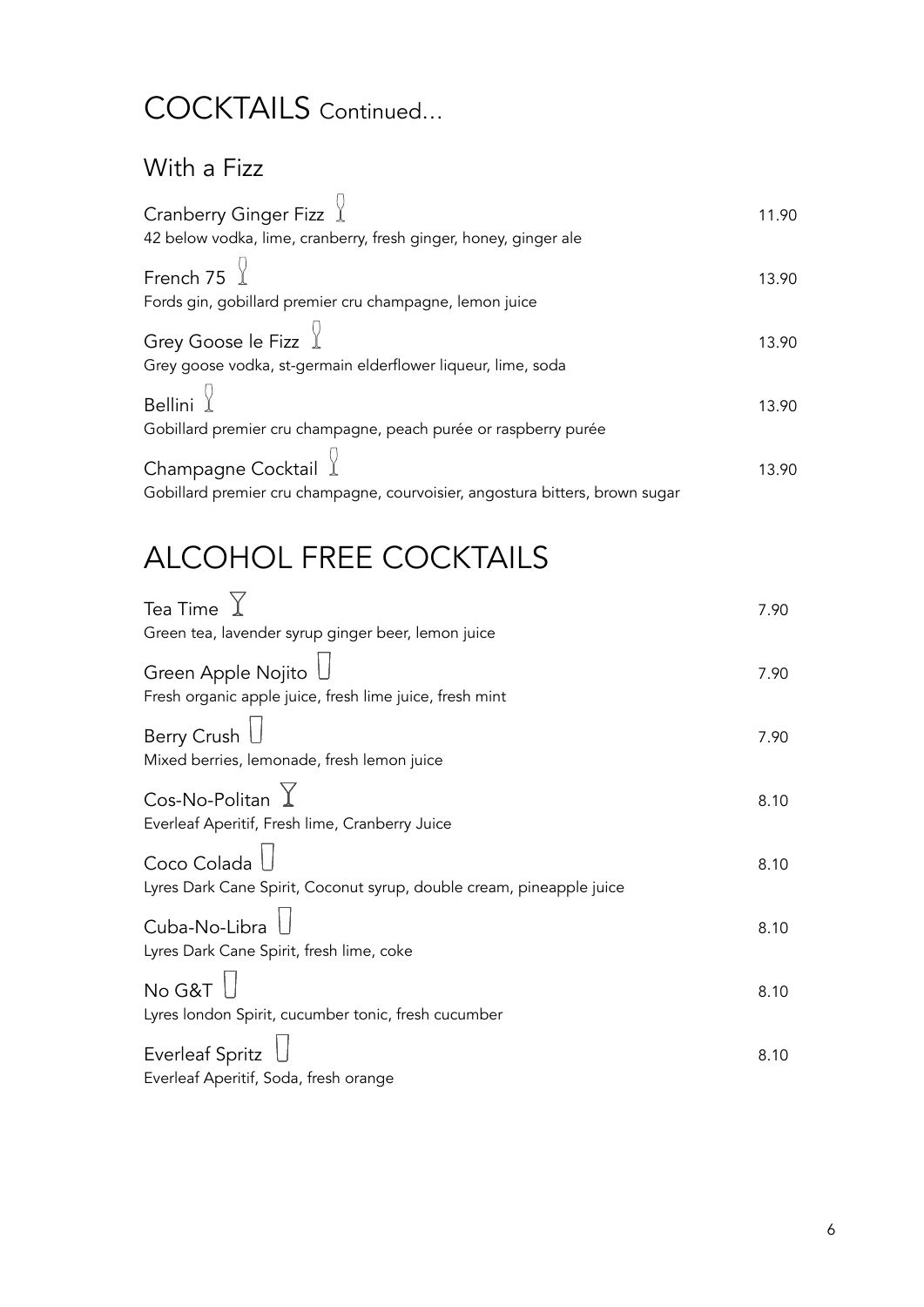# COCKTAILS Continued...

## With a Fizz

**Cranberry Ginger Fizz** — 11.90
42 below vodka, lime, cranberry, fresh ginger, honey, ginger ale

**French 75** — 13.90
Fords gin, gobillard premier cru champagne, lemon juice

**Grey Goose le Fizz** — 13.90
Grey goose vodka, st-germain elderflower liqueur, lime, soda

**Bellini** — 13.90
Gobillard premier cru champagne, peach purée or raspberry purée

**Champagne Cocktail** — 13.90
Gobillard premier cru champagne, courvoisier, angostura bitters, brown sugar

# ALCOHOL FREE COCKTAILS

**Tea Time** — 7.90
Green tea, lavender syrup ginger beer, lemon juice

**Green Apple Nojito** — 7.90
Fresh organic apple juice, fresh lime juice, fresh mint

**Berry Crush** — 7.90
Mixed berries, lemonade, fresh lemon juice

**Cos-No-Politan** — 8.10
Everleaf Aperitif, Fresh lime, Cranberry Juice

**Coco Colada** — 8.10
Lyres Dark Cane Spirit, Coconut syrup, double cream, pineapple juice

**Cuba-No-Libra** — 8.10
Lyres Dark Cane Spirit, fresh lime, coke

**No G&T** — 8.10
Lyres london Spirit, cucumber tonic, fresh cucumber

**Everleaf Spritz** — 8.10
Everleaf Aperitif, Soda, fresh orange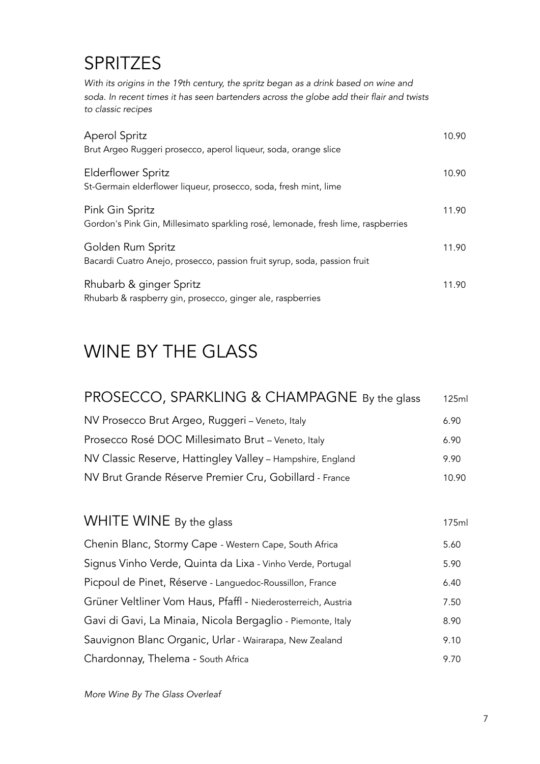# SPRITZES

*With its origins in the 19th century, the spritz began as a drink based on wine and soda. In recent times it has seen bartenders across the globe add their flair and twists to classic recipes*

| | |
|---|---|
| Aperol Spritz<br>Brut Argeo Ruggeri prosecco, aperol liqueur, soda, orange slice | 10.90 |
| Elderflower Spritz<br>St-Germain elderflower liqueur, prosecco, soda, fresh mint, lime | 10.90 |
| Pink Gin Spritz<br>Gordon's Pink Gin, Millesimato sparkling rosé, lemonade, fresh lime, raspberries | 11.90 |
| Golden Rum Spritz<br>Bacardi Cuatro Anejo, prosecco, passion fruit syrup, soda, passion fruit | 11.90 |
| Rhubarb & ginger Spritz<br>Rhubarb & raspberry gin, prosecco, ginger ale, raspberries | 11.90 |

# WINE BY THE GLASS

| PROSECCO, SPARKLING & CHAMPAGNE By the glass | 125ml |
|---|---|
| NV Prosecco Brut Argeo, Ruggeri – Veneto, Italy | 6.90 |
| Prosecco Rosé DOC Millesimato Brut – Veneto, Italy | 6.90 |
| NV Classic Reserve, Hattingley Valley – Hampshire, England | 9.90 |
| NV Brut Grande Réserve Premier Cru, Gobillard - France | 10.90 |

| WHITE WINE By the glass | 175ml |
|---|---|
| Chenin Blanc, Stormy Cape - Western Cape, South Africa | 5.60 |
| Signus Vinho Verde, Quinta da Lixa - Vinho Verde, Portugal | 5.90 |
| Picpoul de Pinet, Réserve - Languedoc-Roussillon, France | 6.40 |
| Grüner Veltliner Vom Haus, Pfaffl - Niederosterreich, Austria | 7.50 |
| Gavi di Gavi, La Minaia, Nicola Bergaglio - Piemonte, Italy | 8.90 |
| Sauvignon Blanc Organic, Urlar - Wairarapa, New Zealand | 9.10 |
| Chardonnay, Thelema - South Africa | 9.70 |

*More Wine By The Glass Overleaf*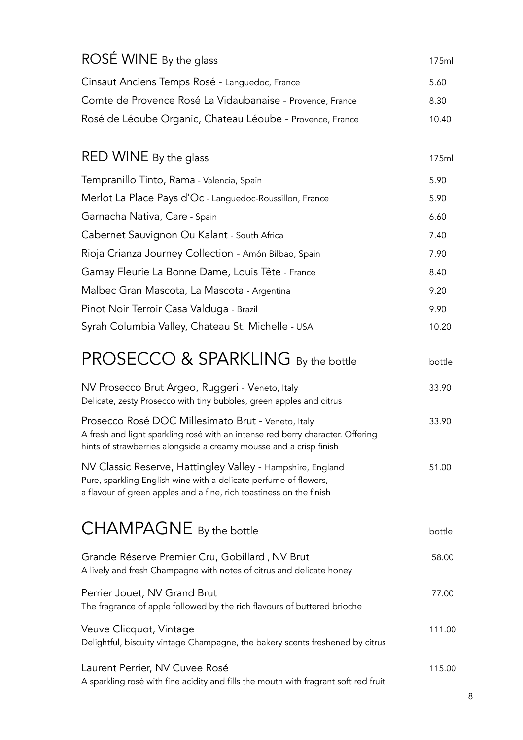## ROSÉ WINE By the glass

| | 175ml |
|---|---|
| Cinsaut Anciens Temps Rosé - Languedoc, France | 5.60 |
| Comte de Provence Rosé La Vidaubanaise - Provence, France | 8.30 |
| Rosé de Léoube Organic, Chateau Léoube - Provence, France | 10.40 |

## RED WINE By the glass

| | 175ml |
|---|---|
| Tempranillo Tinto, Rama - Valencia, Spain | 5.90 |
| Merlot La Place Pays d'Oc - Languedoc-Roussillon, France | 5.90 |
| Garnacha Nativa, Care - Spain | 6.60 |
| Cabernet Sauvignon Ou Kalant - South Africa | 7.40 |
| Rioja Crianza Journey Collection - Amón Bilbao, Spain | 7.90 |
| Gamay Fleurie La Bonne Dame, Louis Tête - France | 8.40 |
| Malbec Gran Mascota, La Mascota - Argentina | 9.20 |
| Pinot Noir Terroir Casa Valduga - Brazil | 9.90 |
| Syrah Columbia Valley, Chateau St. Michelle - USA | 10.20 |

# PROSECCO & SPARKLING By the bottle

| | bottle |
|---|---|
| NV Prosecco Brut Argeo, Ruggeri - Veneto, Italy<br>Delicate, zesty Prosecco with tiny bubbles, green apples and citrus | 33.90 |
| Prosecco Rosé DOC Millesimato Brut - Veneto, Italy<br>A fresh and light sparkling rosé with an intense red berry character. Offering hints of strawberries alongside a creamy mousse and a crisp finish | 33.90 |
| NV Classic Reserve, Hattingley Valley - Hampshire, England<br>Pure, sparkling English wine with a delicate perfume of flowers, a flavour of green apples and a fine, rich toastiness on the finish | 51.00 |

# CHAMPAGNE By the bottle

| | bottle |
|---|---|
| Grande Réserve Premier Cru, Gobillard , NV Brut<br>A lively and fresh Champagne with notes of citrus and delicate honey | 58.00 |
| Perrier Jouet, NV Grand Brut<br>The fragrance of apple followed by the rich flavours of buttered brioche | 77.00 |
| Veuve Clicquot, Vintage<br>Delightful, biscuity vintage Champagne, the bakery scents freshened by citrus | 111.00 |
| Laurent Perrier, NV Cuvee Rosé<br>A sparkling rosé with fine acidity and fills the mouth with fragrant soft red fruit | 115.00 |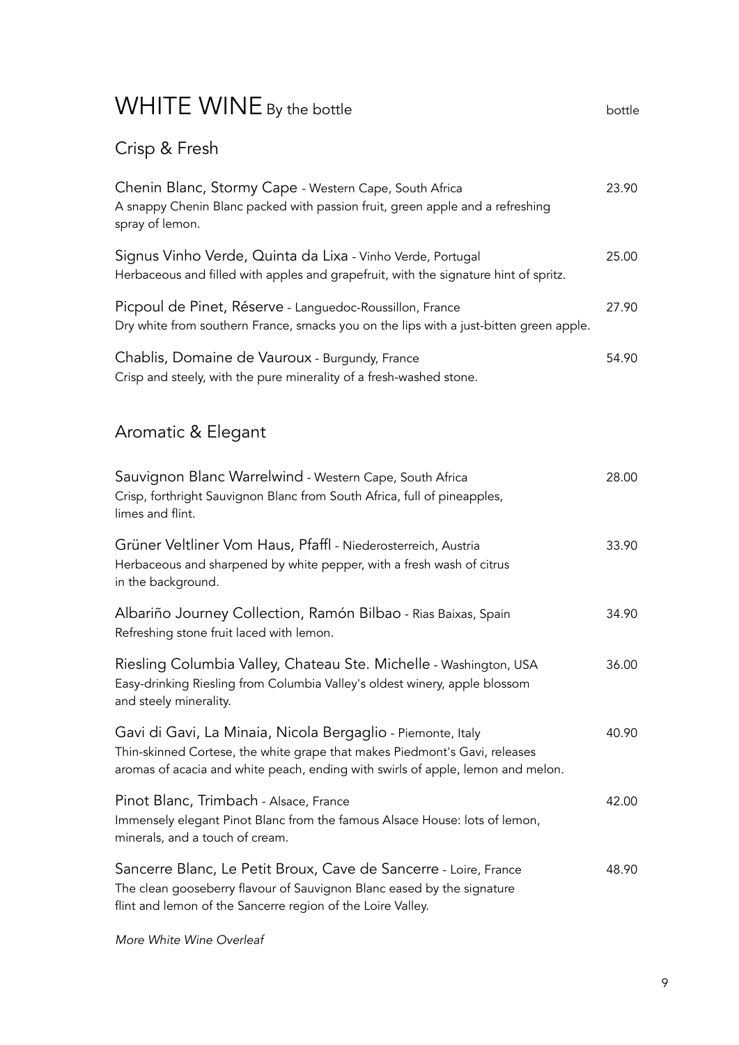# WHITE WINE By the bottle

bottle

## Crisp & Fresh

**Chenin Blanc, Stormy Cape** - Western Cape, South Africa — 23.90
A snappy Chenin Blanc packed with passion fruit, green apple and a refreshing spray of lemon.

**Signus Vinho Verde, Quinta da Lixa** - Vinho Verde, Portugal — 25.00
Herbaceous and filled with apples and grapefruit, with the signature hint of spritz.

**Picpoul de Pinet, Réserve** - Languedoc-Roussillon, France — 27.90
Dry white from southern France, smacks you on the lips with a just-bitten green apple.

**Chablis, Domaine de Vauroux** - Burgundy, France — 54.90
Crisp and steely, with the pure minerality of a fresh-washed stone.

## Aromatic & Elegant

**Sauvignon Blanc Warrelwind** - Western Cape, South Africa — 28.00
Crisp, forthright Sauvignon Blanc from South Africa, full of pineapples, limes and flint.

**Grüner Veltliner Vom Haus, Pfaffl** - Niederosterreich, Austria — 33.90
Herbaceous and sharpened by white pepper, with a fresh wash of citrus in the background.

**Albariño Journey Collection, Ramón Bilbao** - Rias Baixas, Spain — 34.90
Refreshing stone fruit laced with lemon.

**Riesling Columbia Valley, Chateau Ste. Michelle** - Washington, USA — 36.00
Easy-drinking Riesling from Columbia Valley's oldest winery, apple blossom and steely minerality.

**Gavi di Gavi, La Minaia, Nicola Bergaglio** - Piemonte, Italy — 40.90
Thin-skinned Cortese, the white grape that makes Piedmont's Gavi, releases aromas of acacia and white peach, ending with swirls of apple, lemon and melon.

**Pinot Blanc, Trimbach** - Alsace, France — 42.00
Immensely elegant Pinot Blanc from the famous Alsace House: lots of lemon, minerals, and a touch of cream.

**Sancerre Blanc, Le Petit Broux, Cave de Sancerre** - Loire, France — 48.90
The clean gooseberry flavour of Sauvignon Blanc eased by the signature flint and lemon of the Sancerre region of the Loire Valley.

*More White Wine Overleaf*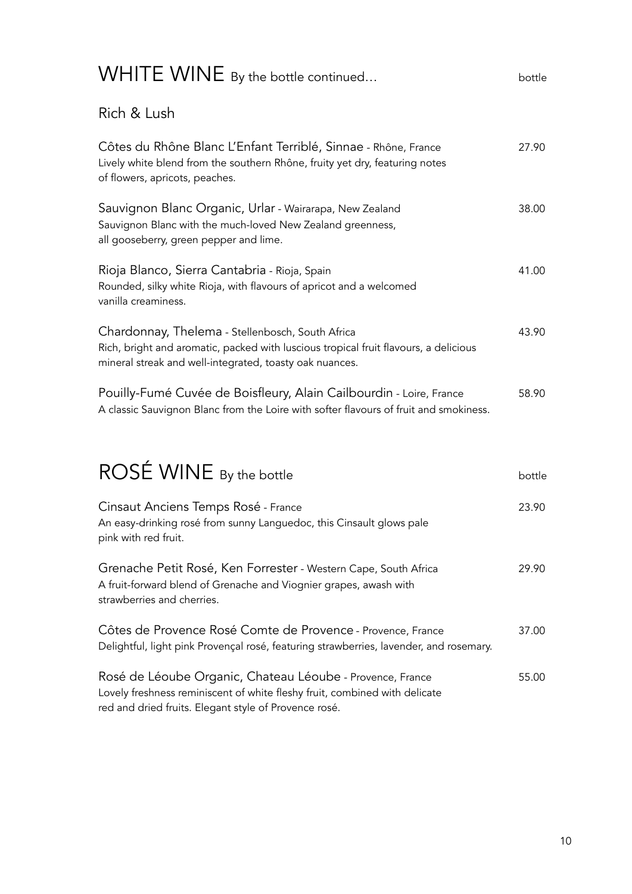## WHITE WINE By the bottle continued…

bottle

### Rich & Lush

**Côtes du Rhône Blanc L'Enfant Terriblé, Sinnae** - Rhône, France — 27.90
Lively white blend from the southern Rhône, fruity yet dry, featuring notes of flowers, apricots, peaches.

**Sauvignon Blanc Organic, Urlar** - Wairarapa, New Zealand — 38.00
Sauvignon Blanc with the much-loved New Zealand greenness, all gooseberry, green pepper and lime.

**Rioja Blanco, Sierra Cantabria** - Rioja, Spain — 41.00
Rounded, silky white Rioja, with flavours of apricot and a welcomed vanilla creaminess.

**Chardonnay, Thelema** - Stellenbosch, South Africa — 43.90
Rich, bright and aromatic, packed with luscious tropical fruit flavours, a delicious mineral streak and well-integrated, toasty oak nuances.

**Pouilly-Fumé Cuvée de Boisfleury, Alain Cailbourdin** - Loire, France — 58.90
A classic Sauvignon Blanc from the Loire with softer flavours of fruit and smokiness.

## ROSÉ WINE By the bottle

bottle

**Cinsaut Anciens Temps Rosé** - France — 23.90
An easy-drinking rosé from sunny Languedoc, this Cinsault glows pale pink with red fruit.

**Grenache Petit Rosé, Ken Forrester** - Western Cape, South Africa — 29.90
A fruit-forward blend of Grenache and Viognier grapes, awash with strawberries and cherries.

**Côtes de Provence Rosé Comte de Provence** - Provence, France — 37.00
Delightful, light pink Provençal rosé, featuring strawberries, lavender, and rosemary.

**Rosé de Léoube Organic, Chateau Léoube** - Provence, France — 55.00
Lovely freshness reminiscent of white fleshy fruit, combined with delicate red and dried fruits. Elegant style of Provence rosé.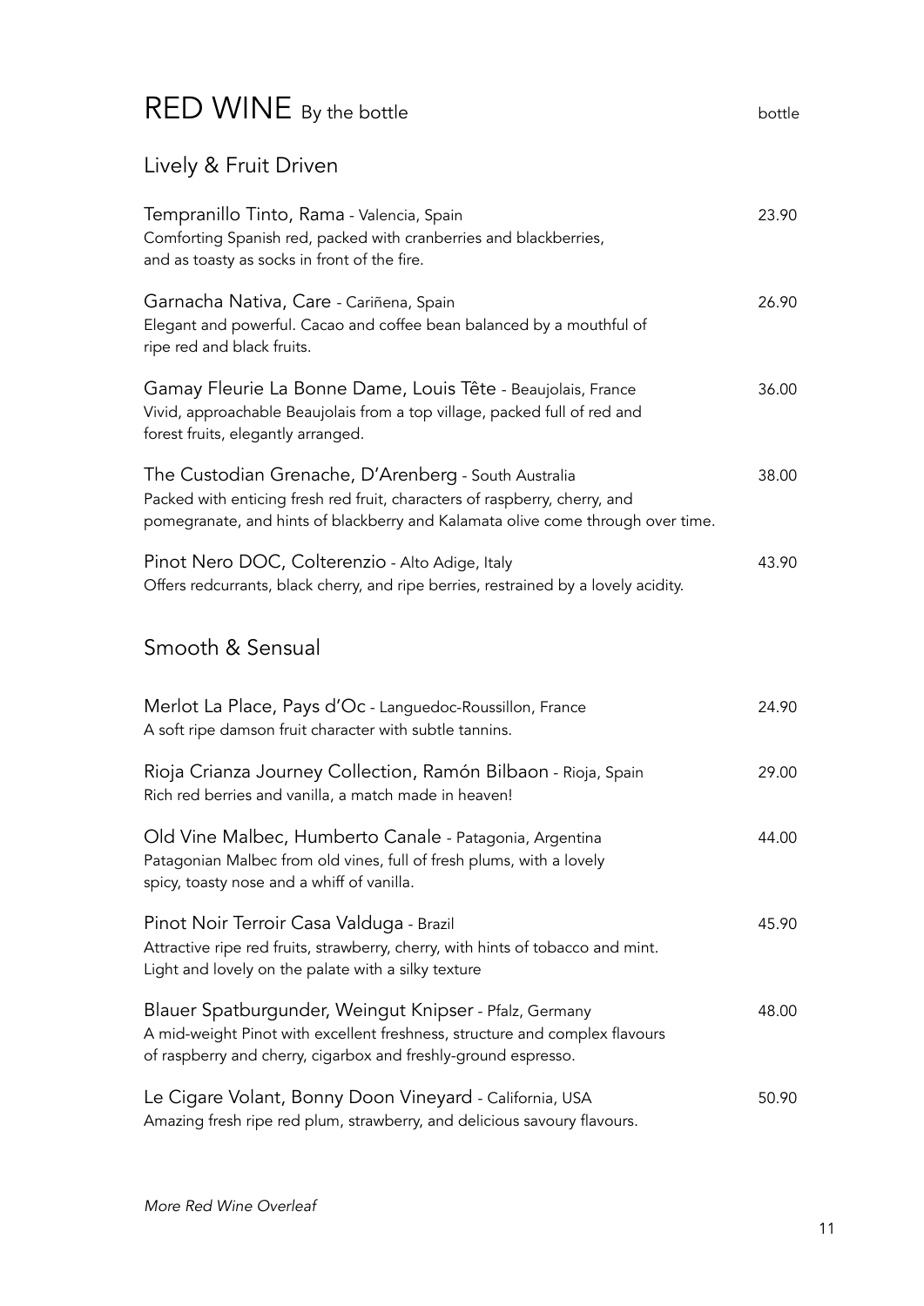# RED WINE By the bottle

bottle

## Lively & Fruit Driven

**Tempranillo Tinto, Rama** - Valencia, Spain — 23.90
Comforting Spanish red, packed with cranberries and blackberries, and as toasty as socks in front of the fire.

**Garnacha Nativa, Care** - Cariñena, Spain — 26.90
Elegant and powerful. Cacao and coffee bean balanced by a mouthful of ripe red and black fruits.

**Gamay Fleurie La Bonne Dame, Louis Tête** - Beaujolais, France — 36.00
Vivid, approachable Beaujolais from a top village, packed full of red and forest fruits, elegantly arranged.

**The Custodian Grenache, D'Arenberg** - South Australia — 38.00
Packed with enticing fresh red fruit, characters of raspberry, cherry, and pomegranate, and hints of blackberry and Kalamata olive come through over time.

**Pinot Nero DOC, Colterenzio** - Alto Adige, Italy — 43.90
Offers redcurrants, black cherry, and ripe berries, restrained by a lovely acidity.

## Smooth & Sensual

**Merlot La Place, Pays d'Oc** - Languedoc-Roussillon, France — 24.90
A soft ripe damson fruit character with subtle tannins.

**Rioja Crianza Journey Collection, Ramón Bilbaon** - Rioja, Spain — 29.00
Rich red berries and vanilla, a match made in heaven!

**Old Vine Malbec, Humberto Canale** - Patagonia, Argentina — 44.00
Patagonian Malbec from old vines, full of fresh plums, with a lovely spicy, toasty nose and a whiff of vanilla.

**Pinot Noir Terroir Casa Valduga** - Brazil — 45.90
Attractive ripe red fruits, strawberry, cherry, with hints of tobacco and mint. Light and lovely on the palate with a silky texture

**Blauer Spatburgunder, Weingut Knipser** - Pfalz, Germany — 48.00
A mid-weight Pinot with excellent freshness, structure and complex flavours of raspberry and cherry, cigarbox and freshly-ground espresso.

**Le Cigare Volant, Bonny Doon Vineyard** - California, USA — 50.90
Amazing fresh ripe red plum, strawberry, and delicious savoury flavours.

*More Red Wine Overleaf*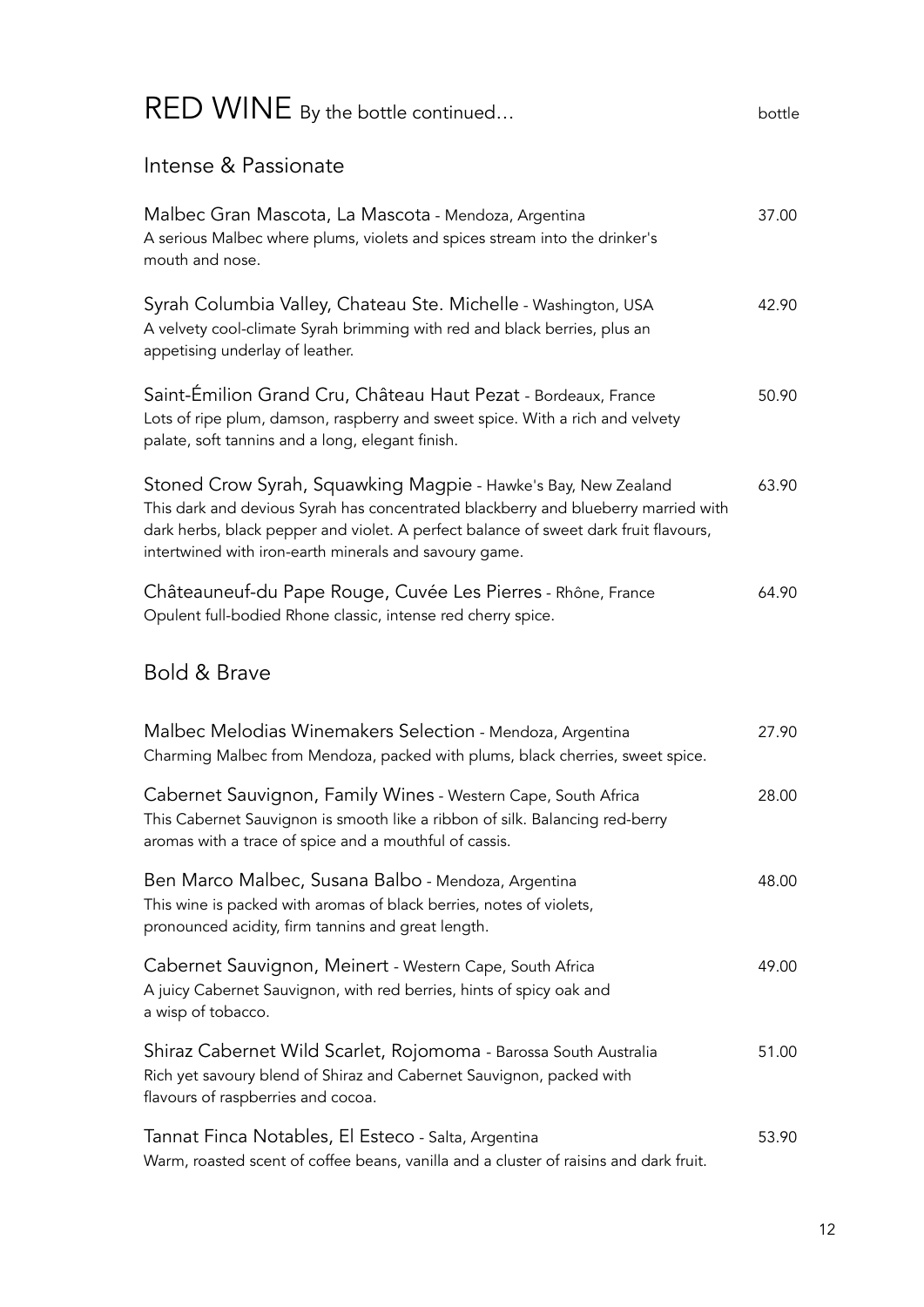# RED WINE By the bottle continued…

bottle

## Intense & Passionate

**Malbec Gran Mascota, La Mascota** - Mendoza, Argentina — 37.00
A serious Malbec where plums, violets and spices stream into the drinker's mouth and nose.

**Syrah Columbia Valley, Chateau Ste. Michelle** - Washington, USA — 42.90
A velvety cool-climate Syrah brimming with red and black berries, plus an appetising underlay of leather.

**Saint-Émilion Grand Cru, Château Haut Pezat** - Bordeaux, France — 50.90
Lots of ripe plum, damson, raspberry and sweet spice. With a rich and velvety palate, soft tannins and a long, elegant finish.

**Stoned Crow Syrah, Squawking Magpie** - Hawke's Bay, New Zealand — 63.90
This dark and devious Syrah has concentrated blackberry and blueberry married with dark herbs, black pepper and violet. A perfect balance of sweet dark fruit flavours, intertwined with iron-earth minerals and savoury game.

**Châteauneuf-du Pape Rouge, Cuvée Les Pierres** - Rhône, France — 64.90
Opulent full-bodied Rhone classic, intense red cherry spice.

## Bold & Brave

**Malbec Melodias Winemakers Selection** - Mendoza, Argentina — 27.90
Charming Malbec from Mendoza, packed with plums, black cherries, sweet spice.

**Cabernet Sauvignon, Family Wines** - Western Cape, South Africa — 28.00
This Cabernet Sauvignon is smooth like a ribbon of silk. Balancing red-berry aromas with a trace of spice and a mouthful of cassis.

**Ben Marco Malbec, Susana Balbo** - Mendoza, Argentina — 48.00
This wine is packed with aromas of black berries, notes of violets, pronounced acidity, firm tannins and great length.

**Cabernet Sauvignon, Meinert** - Western Cape, South Africa — 49.00
A juicy Cabernet Sauvignon, with red berries, hints of spicy oak and a wisp of tobacco.

**Shiraz Cabernet Wild Scarlet, Rojomoma** - Barossa South Australia — 51.00
Rich yet savoury blend of Shiraz and Cabernet Sauvignon, packed with flavours of raspberries and cocoa.

**Tannat Finca Notables, El Esteco** - Salta, Argentina — 53.90
Warm, roasted scent of coffee beans, vanilla and a cluster of raisins and dark fruit.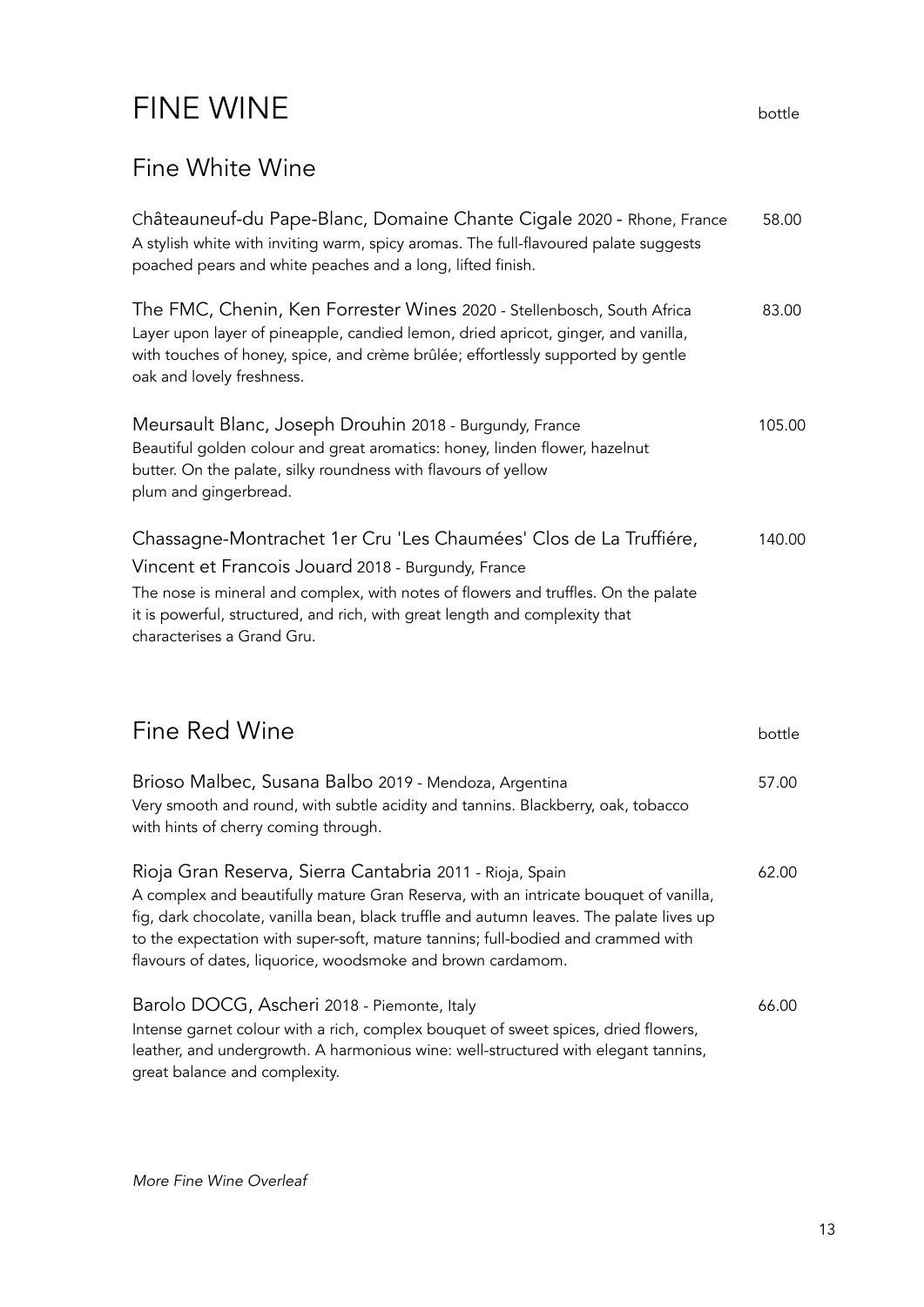# FINE WINE

bottle

## Fine White Wine

**Châteauneuf-du Pape-Blanc, Domaine Chante Cigale** 2020 - Rhone, France — 58.00
A stylish white with inviting warm, spicy aromas. The full-flavoured palate suggests poached pears and white peaches and a long, lifted finish.

**The FMC, Chenin, Ken Forrester Wines** 2020 - Stellenbosch, South Africa — 83.00
Layer upon layer of pineapple, candied lemon, dried apricot, ginger, and vanilla, with touches of honey, spice, and crème brûlée; effortlessly supported by gentle oak and lovely freshness.

**Meursault Blanc, Joseph Drouhin** 2018 - Burgundy, France — 105.00
Beautiful golden colour and great aromatics: honey, linden flower, hazelnut butter. On the palate, silky roundness with flavours of yellow plum and gingerbread.

**Chassagne-Montrachet 1er Cru 'Les Chaumées' Clos de La Truffiére, Vincent et Francois Jouard** 2018 - Burgundy, France — 140.00
The nose is mineral and complex, with notes of flowers and truffles. On the palate it is powerful, structured, and rich, with great length and complexity that characterises a Grand Gru.

## Fine Red Wine

bottle

**Brioso Malbec, Susana Balbo** 2019 - Mendoza, Argentina — 57.00
Very smooth and round, with subtle acidity and tannins. Blackberry, oak, tobacco with hints of cherry coming through.

**Rioja Gran Reserva, Sierra Cantabria** 2011 - Rioja, Spain — 62.00
A complex and beautifully mature Gran Reserva, with an intricate bouquet of vanilla, fig, dark chocolate, vanilla bean, black truffle and autumn leaves. The palate lives up to the expectation with super-soft, mature tannins; full-bodied and crammed with flavours of dates, liquorice, woodsmoke and brown cardamom.

**Barolo DOCG, Ascheri** 2018 - Piemonte, Italy — 66.00
Intense garnet colour with a rich, complex bouquet of sweet spices, dried flowers, leather, and undergrowth. A harmonious wine: well-structured with elegant tannins, great balance and complexity.

*More Fine Wine Overleaf*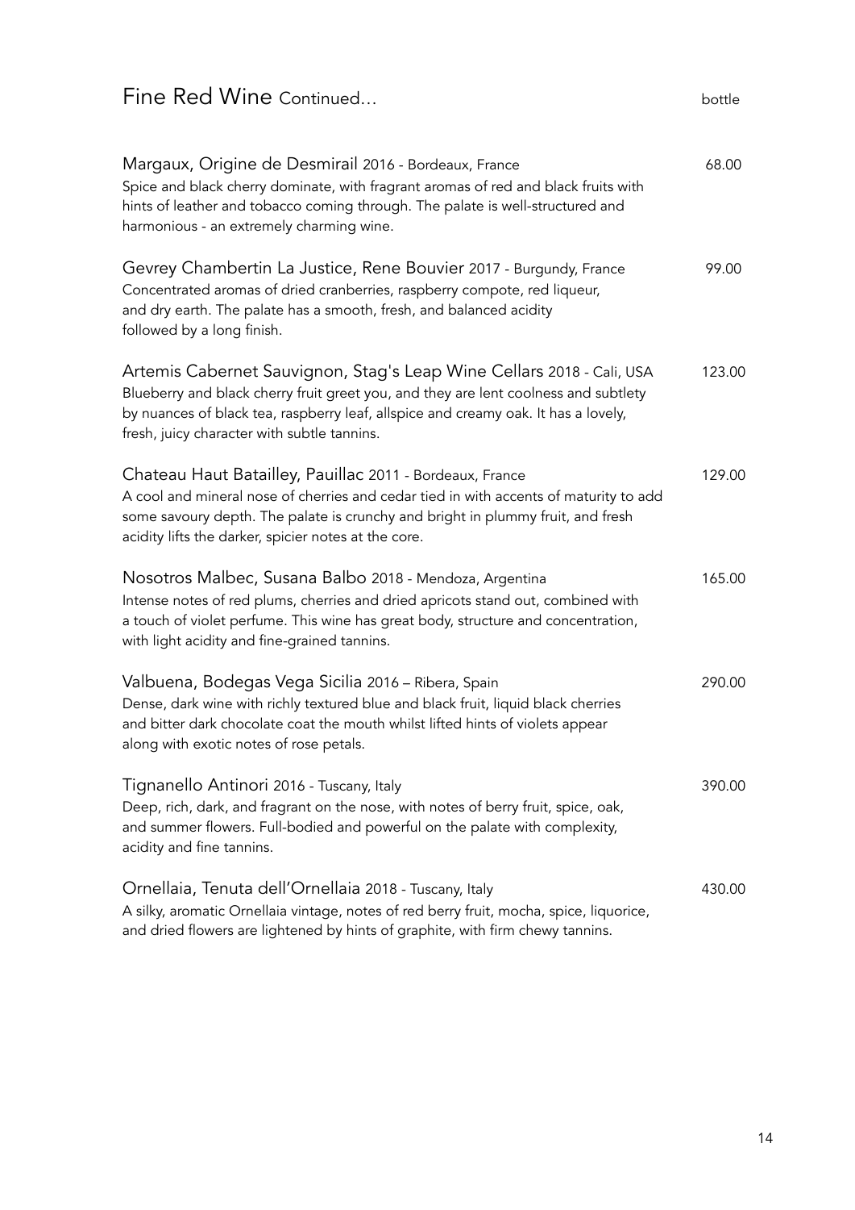## Fine Red Wine Continued... bottle

**Margaux, Origine de Desmirail** 2016 - Bordeaux, France — 68.00

Spice and black cherry dominate, with fragrant aromas of red and black fruits with hints of leather and tobacco coming through. The palate is well-structured and harmonious - an extremely charming wine.

**Gevrey Chambertin La Justice, Rene Bouvier** 2017 - Burgundy, France — 99.00

Concentrated aromas of dried cranberries, raspberry compote, red liqueur, and dry earth. The palate has a smooth, fresh, and balanced acidity followed by a long finish.

**Artemis Cabernet Sauvignon, Stag's Leap Wine Cellars** 2018 - Cali, USA — 123.00

Blueberry and black cherry fruit greet you, and they are lent coolness and subtlety by nuances of black tea, raspberry leaf, allspice and creamy oak. It has a lovely, fresh, juicy character with subtle tannins.

**Chateau Haut Batailley, Pauillac** 2011 - Bordeaux, France — 129.00

A cool and mineral nose of cherries and cedar tied in with accents of maturity to add some savoury depth. The palate is crunchy and bright in plummy fruit, and fresh acidity lifts the darker, spicier notes at the core.

**Nosotros Malbec, Susana Balbo** 2018 - Mendoza, Argentina — 165.00

Intense notes of red plums, cherries and dried apricots stand out, combined with a touch of violet perfume. This wine has great body, structure and concentration, with light acidity and fine-grained tannins.

**Valbuena, Bodegas Vega Sicilia** 2016 – Ribera, Spain — 290.00

Dense, dark wine with richly textured blue and black fruit, liquid black cherries and bitter dark chocolate coat the mouth whilst lifted hints of violets appear along with exotic notes of rose petals.

**Tignanello Antinori** 2016 - Tuscany, Italy — 390.00

Deep, rich, dark, and fragrant on the nose, with notes of berry fruit, spice, oak, and summer flowers. Full-bodied and powerful on the palate with complexity, acidity and fine tannins.

**Ornellaia, Tenuta dell'Ornellaia** 2018 - Tuscany, Italy — 430.00

A silky, aromatic Ornellaia vintage, notes of red berry fruit, mocha, spice, liquorice, and dried flowers are lightened by hints of graphite, with firm chewy tannins.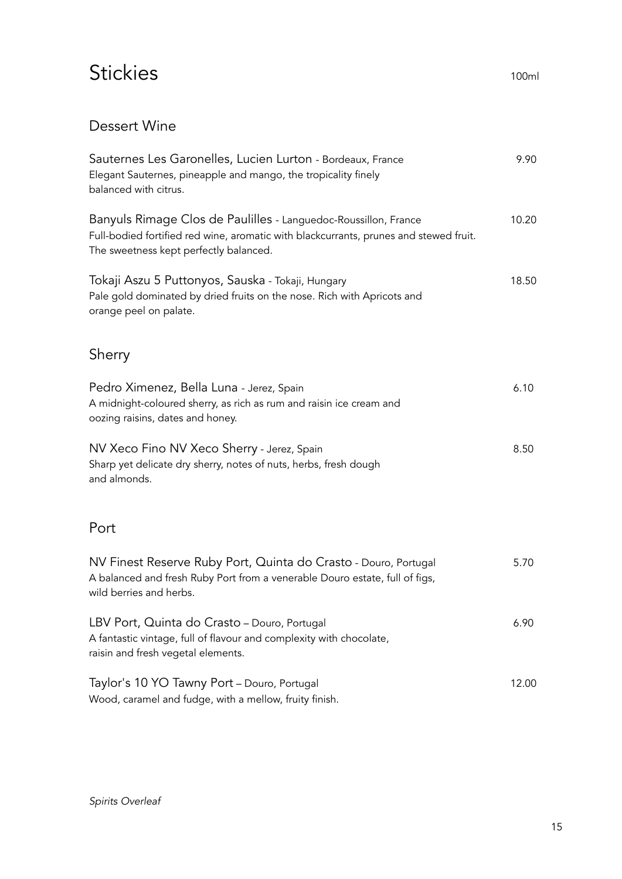# Stickies

100ml

## Dessert Wine

Sauternes Les Garonelles, Lucien Lurton - Bordeaux, France — 9.90
Elegant Sauternes, pineapple and mango, the tropicality finely balanced with citrus.

Banyuls Rimage Clos de Paulilles - Languedoc-Roussillon, France — 10.20
Full-bodied fortified red wine, aromatic with blackcurrants, prunes and stewed fruit. The sweetness kept perfectly balanced.

Tokaji Aszu 5 Puttonyos, Sauska - Tokaji, Hungary — 18.50
Pale gold dominated by dried fruits on the nose. Rich with Apricots and orange peel on palate.

## Sherry

Pedro Ximenez, Bella Luna - Jerez, Spain — 6.10
A midnight-coloured sherry, as rich as rum and raisin ice cream and oozing raisins, dates and honey.

NV Xeco Fino NV Xeco Sherry - Jerez, Spain — 8.50
Sharp yet delicate dry sherry, notes of nuts, herbs, fresh dough and almonds.

## Port

NV Finest Reserve Ruby Port, Quinta do Crasto - Douro, Portugal — 5.70
A balanced and fresh Ruby Port from a venerable Douro estate, full of figs, wild berries and herbs.

LBV Port, Quinta do Crasto – Douro, Portugal — 6.90
A fantastic vintage, full of flavour and complexity with chocolate, raisin and fresh vegetal elements.

Taylor's 10 YO Tawny Port – Douro, Portugal — 12.00
Wood, caramel and fudge, with a mellow, fruity finish.

*Spirits Overleaf*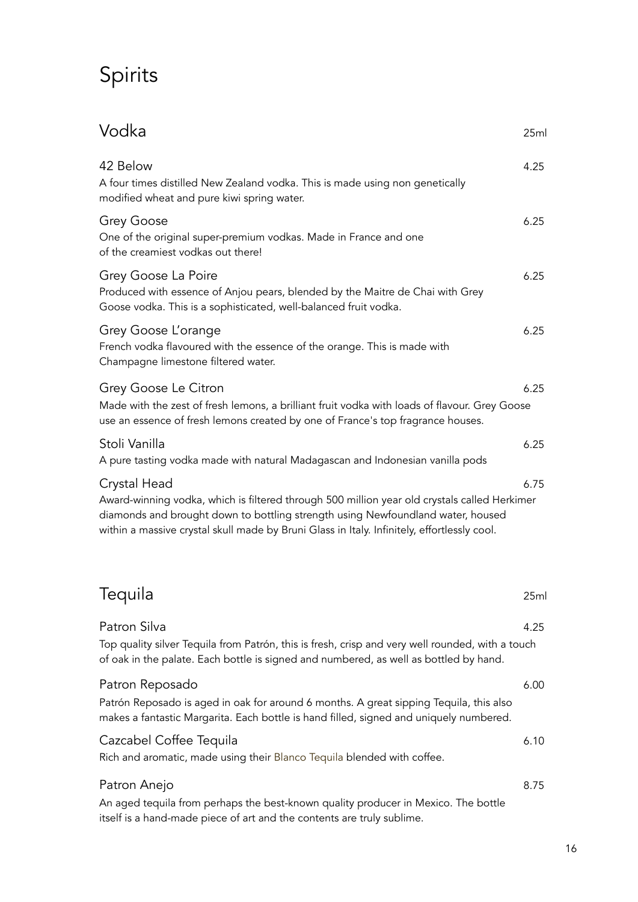# Spirits

## Vodka

25ml

### 42 Below
4.25

A four times distilled New Zealand vodka. This is made using non genetically modified wheat and pure kiwi spring water.

### Grey Goose
6.25

One of the original super-premium vodkas. Made in France and one of the creamiest vodkas out there!

### Grey Goose La Poire
6.25

Produced with essence of Anjou pears, blended by the Maitre de Chai with Grey Goose vodka. This is a sophisticated, well-balanced fruit vodka.

### Grey Goose L'orange
6.25

French vodka flavoured with the essence of the orange. This is made with Champagne limestone filtered water.

### Grey Goose Le Citron
6.25

Made with the zest of fresh lemons, a brilliant fruit vodka with loads of flavour. Grey Goose use an essence of fresh lemons created by one of France's top fragrance houses.

### Stoli Vanilla
6.25

A pure tasting vodka made with natural Madagascan and Indonesian vanilla pods

### Crystal Head
6.75

Award-winning vodka, which is filtered through 500 million year old crystals called Herkimer diamonds and brought down to bottling strength using Newfoundland water, housed within a massive crystal skull made by Bruni Glass in Italy. Infinitely, effortlessly cool.

## Tequila

25ml

### Patron Silva
4.25

Top quality silver Tequila from Patrón, this is fresh, crisp and very well rounded, with a touch of oak in the palate. Each bottle is signed and numbered, as well as bottled by hand.

### Patron Reposado
6.00

Patrón Reposado is aged in oak for around 6 months. A great sipping Tequila, this also makes a fantastic Margarita. Each bottle is hand filled, signed and uniquely numbered.

### Cazcabel Coffee Tequila
6.10

Rich and aromatic, made using their Blanco Tequila blended with coffee.

### Patron Anejo
8.75

An aged tequila from perhaps the best-known quality producer in Mexico. The bottle itself is a hand-made piece of art and the contents are truly sublime.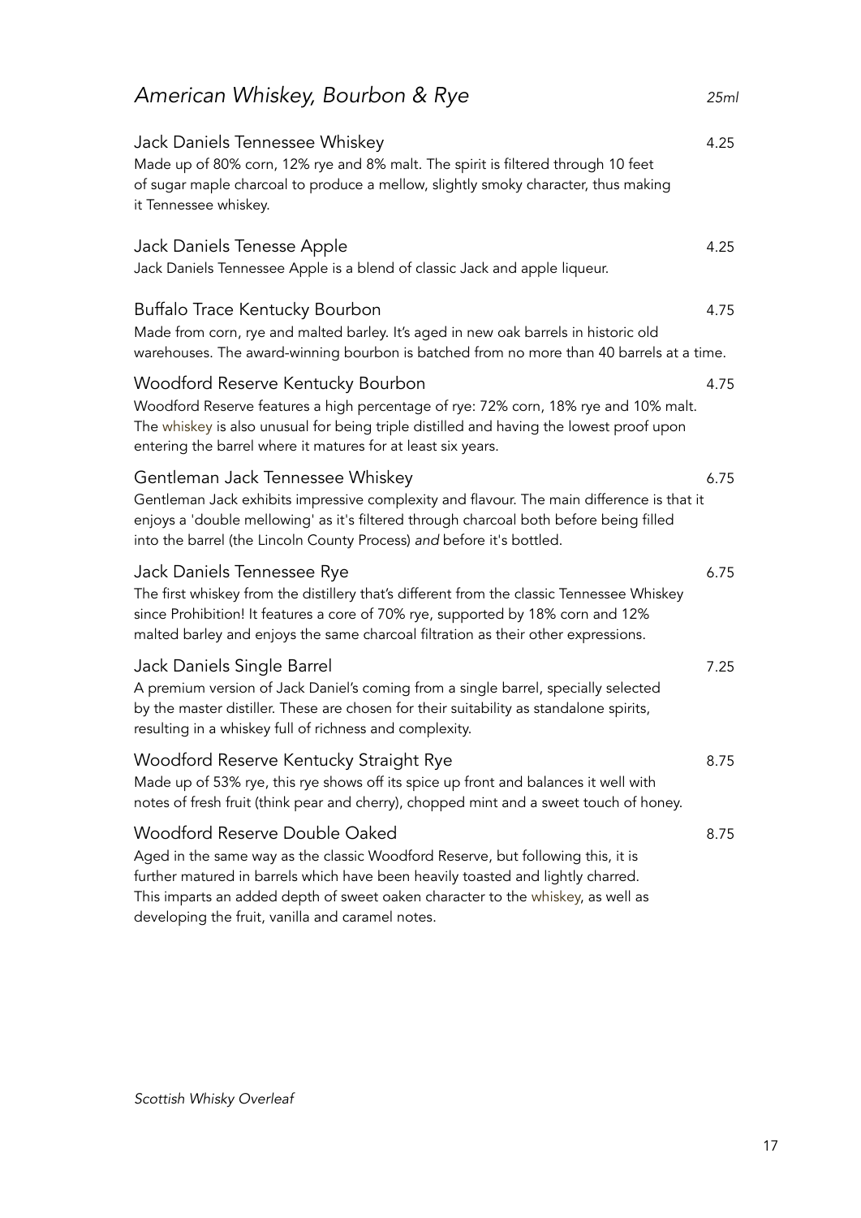## *American Whiskey, Bourbon & Rye* — *25ml*

### Jack Daniels Tennessee Whiskey — 4.25

Made up of 80% corn, 12% rye and 8% malt. The spirit is filtered through 10 feet of sugar maple charcoal to produce a mellow, slightly smoky character, thus making it Tennessee whiskey.

### Jack Daniels Tenesse Apple — 4.25

Jack Daniels Tennessee Apple is a blend of classic Jack and apple liqueur.

### Buffalo Trace Kentucky Bourbon — 4.75

Made from corn, rye and malted barley. It's aged in new oak barrels in historic old warehouses. The award-winning bourbon is batched from no more than 40 barrels at a time.

### Woodford Reserve Kentucky Bourbon — 4.75

Woodford Reserve features a high percentage of rye: 72% corn, 18% rye and 10% malt. The whiskey is also unusual for being triple distilled and having the lowest proof upon entering the barrel where it matures for at least six years.

### Gentleman Jack Tennessee Whiskey — 6.75

Gentleman Jack exhibits impressive complexity and flavour. The main difference is that it enjoys a 'double mellowing' as it's filtered through charcoal both before being filled into the barrel (the Lincoln County Process) *and* before it's bottled.

### Jack Daniels Tennessee Rye — 6.75

The first whiskey from the distillery that's different from the classic Tennessee Whiskey since Prohibition! It features a core of 70% rye, supported by 18% corn and 12% malted barley and enjoys the same charcoal filtration as their other expressions.

### Jack Daniels Single Barrel — 7.25

A premium version of Jack Daniel's coming from a single barrel, specially selected by the master distiller. These are chosen for their suitability as standalone spirits, resulting in a whiskey full of richness and complexity.

### Woodford Reserve Kentucky Straight Rye — 8.75

Made up of 53% rye, this rye shows off its spice up front and balances it well with notes of fresh fruit (think pear and cherry), chopped mint and a sweet touch of honey.

### Woodford Reserve Double Oaked — 8.75

Aged in the same way as the classic Woodford Reserve, but following this, it is further matured in barrels which have been heavily toasted and lightly charred. This imparts an added depth of sweet oaken character to the whiskey, as well as developing the fruit, vanilla and caramel notes.

*Scottish Whisky Overleaf*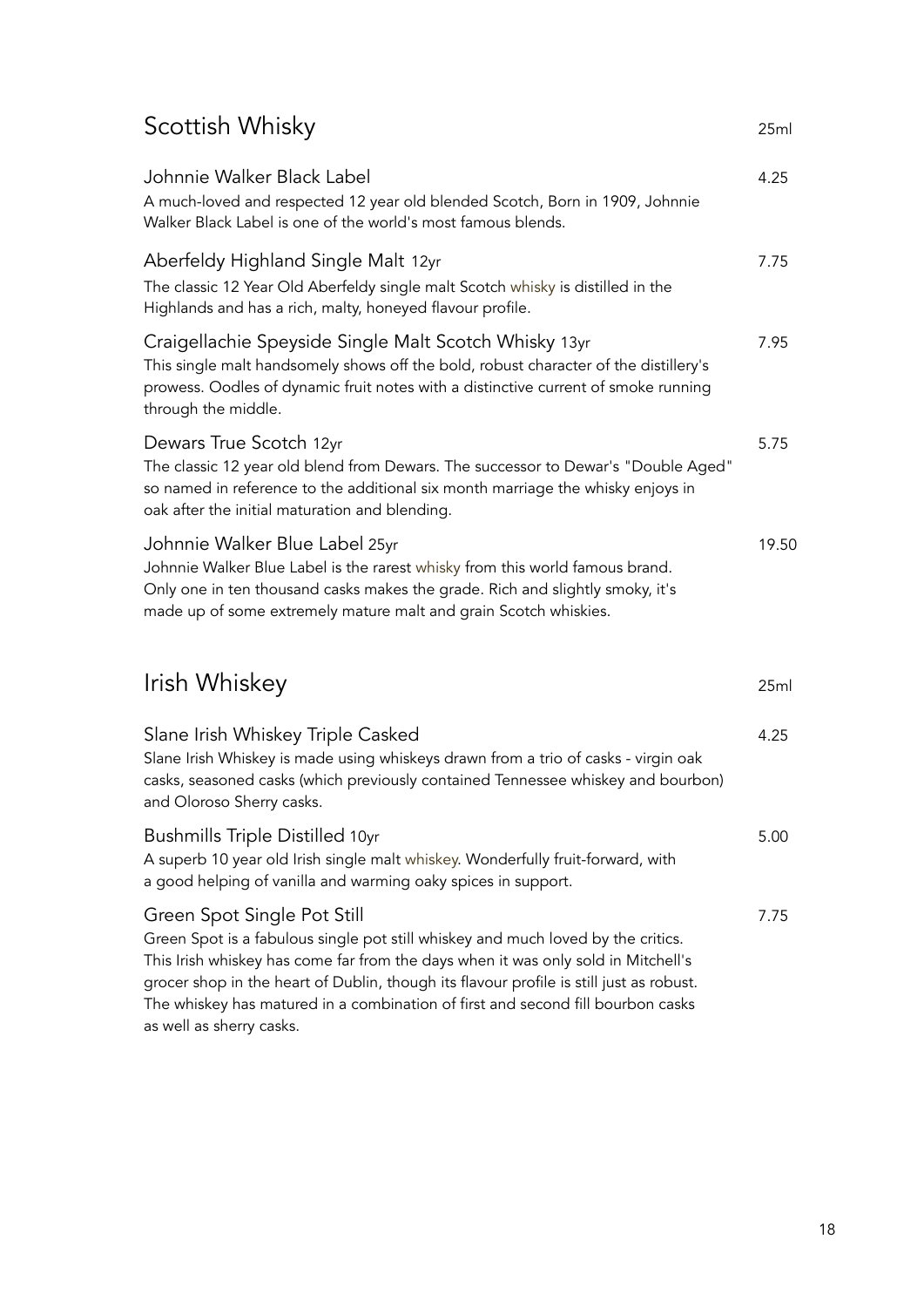## Scottish Whisky

25ml

**Johnnie Walker Black Label** — 4.25

A much-loved and respected 12 year old blended Scotch, Born in 1909, Johnnie Walker Black Label is one of the world's most famous blends.

**Aberfeldy Highland Single Malt** 12yr — 7.75

The classic 12 Year Old Aberfeldy single malt Scotch whisky is distilled in the Highlands and has a rich, malty, honeyed flavour profile.

**Craigellachie Speyside Single Malt Scotch Whisky** 13yr — 7.95

This single malt handsomely shows off the bold, robust character of the distillery's prowess. Oodles of dynamic fruit notes with a distinctive current of smoke running through the middle.

**Dewars True Scotch** 12yr — 5.75

The classic 12 year old blend from Dewars. The successor to Dewar's "Double Aged" so named in reference to the additional six month marriage the whisky enjoys in oak after the initial maturation and blending.

**Johnnie Walker Blue Label** 25yr — 19.50

Johnnie Walker Blue Label is the rarest whisky from this world famous brand. Only one in ten thousand casks makes the grade. Rich and slightly smoky, it's made up of some extremely mature malt and grain Scotch whiskies.

## Irish Whiskey

25ml

**Slane Irish Whiskey Triple Casked** — 4.25

Slane Irish Whiskey is made using whiskeys drawn from a trio of casks - virgin oak casks, seasoned casks (which previously contained Tennessee whiskey and bourbon) and Oloroso Sherry casks.

**Bushmills Triple Distilled** 10yr — 5.00

A superb 10 year old Irish single malt whiskey. Wonderfully fruit-forward, with a good helping of vanilla and warming oaky spices in support.

**Green Spot Single Pot Still** — 7.75

Green Spot is a fabulous single pot still whiskey and much loved by the critics. This Irish whiskey has come far from the days when it was only sold in Mitchell's grocer shop in the heart of Dublin, though its flavour profile is still just as robust. The whiskey has matured in a combination of first and second fill bourbon casks as well as sherry casks.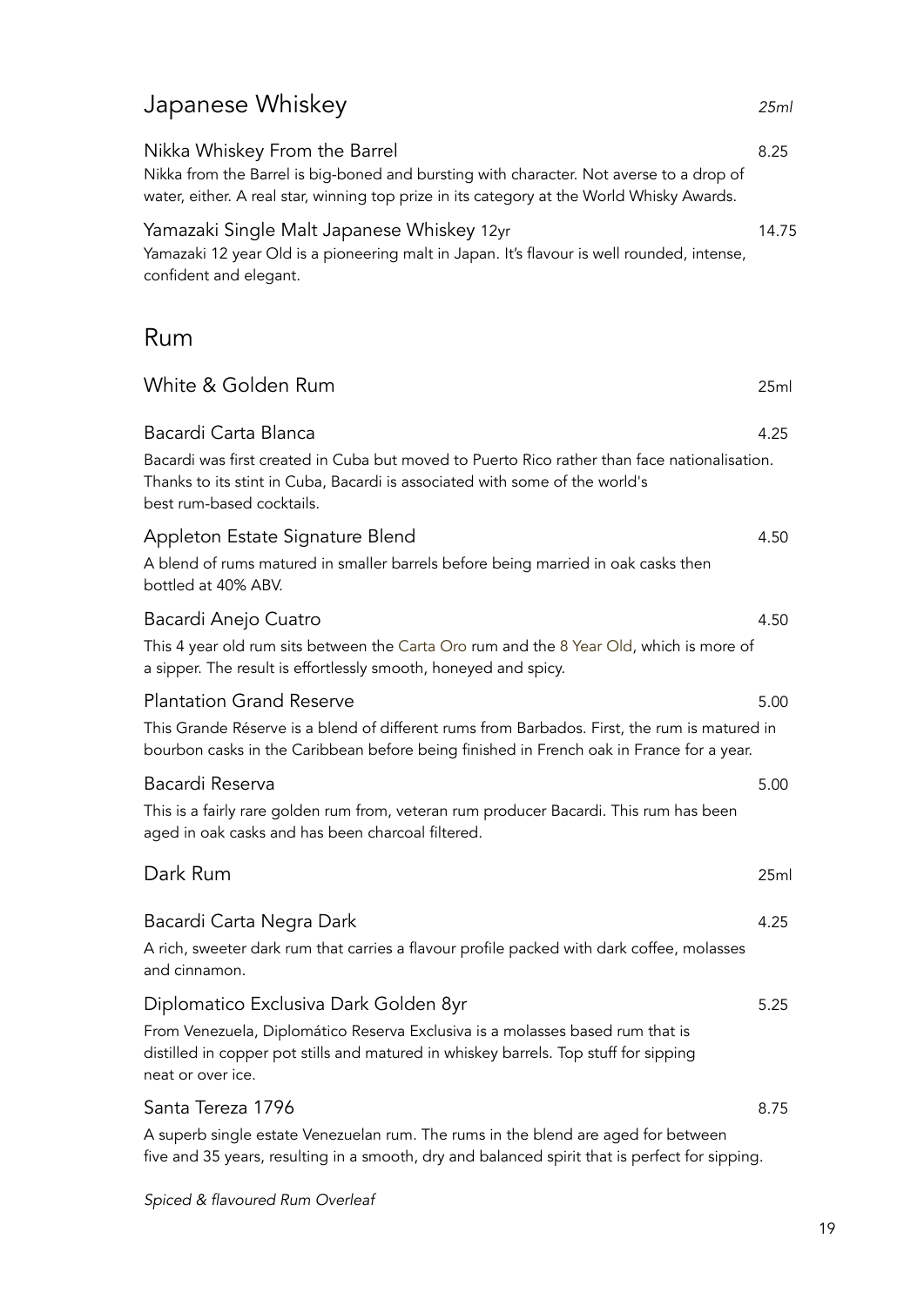## Japanese Whiskey

*25ml*

**Nikka Whiskey From the Barrel** — 8.25

Nikka from the Barrel is big-boned and bursting with character. Not averse to a drop of water, either. A real star, winning top prize in its category at the World Whisky Awards.

**Yamazaki Single Malt Japanese Whiskey 12yr** — 14.75

Yamazaki 12 year Old is a pioneering malt in Japan. It's flavour is well rounded, intense, confident and elegant.

## Rum

### White & Golden Rum

25ml

**Bacardi Carta Blanca** — 4.25

Bacardi was first created in Cuba but moved to Puerto Rico rather than face nationalisation. Thanks to its stint in Cuba, Bacardi is associated with some of the world's best rum-based cocktails.

**Appleton Estate Signature Blend** — 4.50

A blend of rums matured in smaller barrels before being married in oak casks then bottled at 40% ABV.

**Bacardi Anejo Cuatro** — 4.50

This 4 year old rum sits between the Carta Oro rum and the 8 Year Old, which is more of a sipper. The result is effortlessly smooth, honeyed and spicy.

**Plantation Grand Reserve** — 5.00

This Grande Réserve is a blend of different rums from Barbados. First, the rum is matured in bourbon casks in the Caribbean before being finished in French oak in France for a year.

**Bacardi Reserva** — 5.00

This is a fairly rare golden rum from, veteran rum producer Bacardi. This rum has been aged in oak casks and has been charcoal filtered.

### Dark Rum

25ml

**Bacardi Carta Negra Dark** — 4.25

A rich, sweeter dark rum that carries a flavour profile packed with dark coffee, molasses and cinnamon.

**Diplomatico Exclusiva Dark Golden 8yr** — 5.25

From Venezuela, Diplomático Reserva Exclusiva is a molasses based rum that is distilled in copper pot stills and matured in whiskey barrels. Top stuff for sipping neat or over ice.

**Santa Tereza 1796** — 8.75

A superb single estate Venezuelan rum. The rums in the blend are aged for between five and 35 years, resulting in a smooth, dry and balanced spirit that is perfect for sipping.

*Spiced & flavoured Rum Overleaf*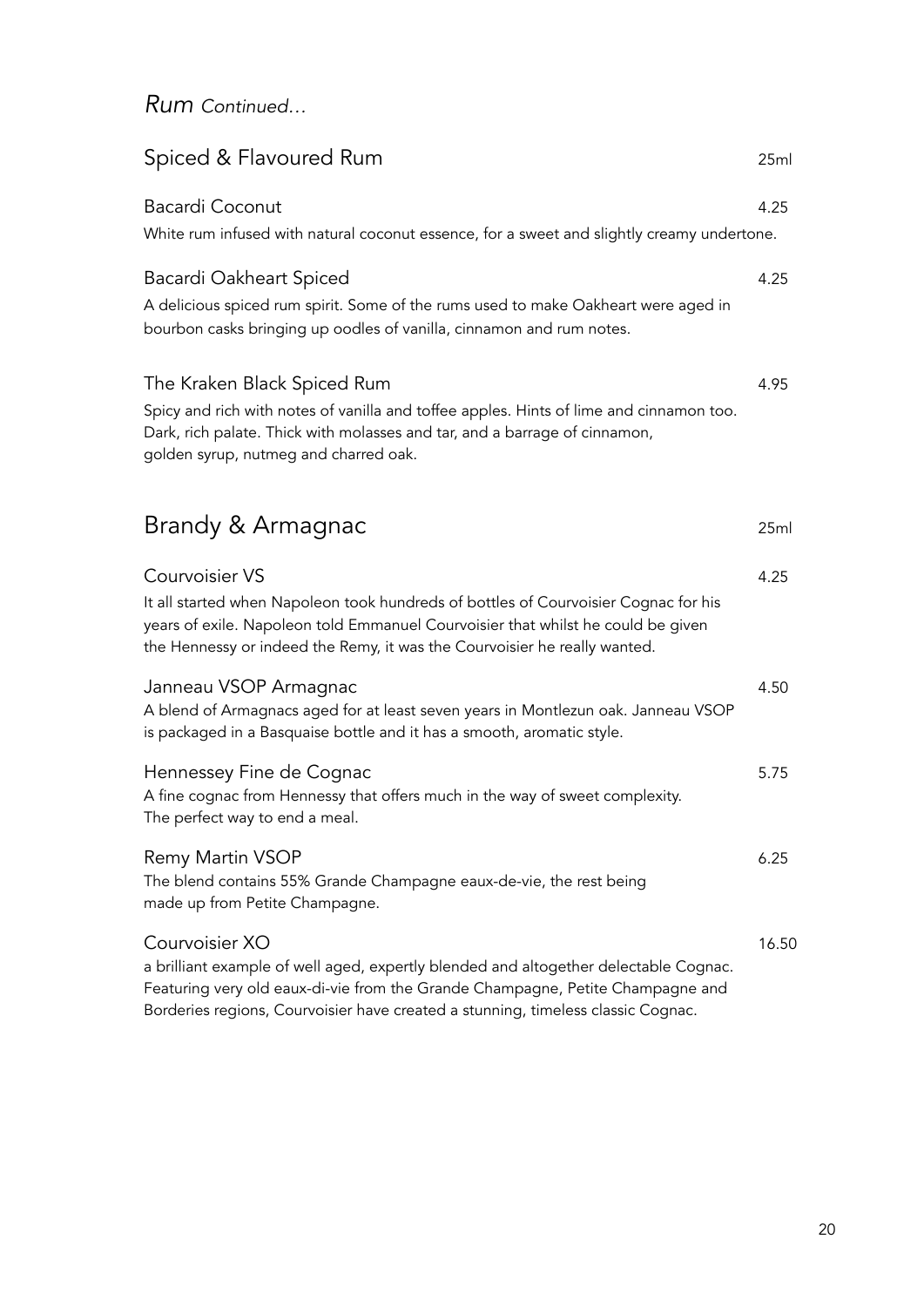*Rum Continued…*

## Spiced & Flavoured Rum

25ml

### Bacardi Coconut

4.25

White rum infused with natural coconut essence, for a sweet and slightly creamy undertone.

### Bacardi Oakheart Spiced

4.25

A delicious spiced rum spirit. Some of the rums used to make Oakheart were aged in bourbon casks bringing up oodles of vanilla, cinnamon and rum notes.

### The Kraken Black Spiced Rum

4.95

Spicy and rich with notes of vanilla and toffee apples. Hints of lime and cinnamon too. Dark, rich palate. Thick with molasses and tar, and a barrage of cinnamon, golden syrup, nutmeg and charred oak.

## Brandy & Armagnac

25ml

### Courvoisier VS

4.25

It all started when Napoleon took hundreds of bottles of Courvoisier Cognac for his years of exile. Napoleon told Emmanuel Courvoisier that whilst he could be given the Hennessy or indeed the Remy, it was the Courvoisier he really wanted.

### Janneau VSOP Armagnac

4.50

A blend of Armagnacs aged for at least seven years in Montlezun oak. Janneau VSOP is packaged in a Basquaise bottle and it has a smooth, aromatic style.

### Hennessey Fine de Cognac

5.75

A fine cognac from Hennessy that offers much in the way of sweet complexity. The perfect way to end a meal.

### Remy Martin VSOP

6.25

The blend contains 55% Grande Champagne eaux-de-vie, the rest being made up from Petite Champagne.

### Courvoisier XO

16.50

a brilliant example of well aged, expertly blended and altogether delectable Cognac. Featuring very old eaux-di-vie from the Grande Champagne, Petite Champagne and Borderies regions, Courvoisier have created a stunning, timeless classic Cognac.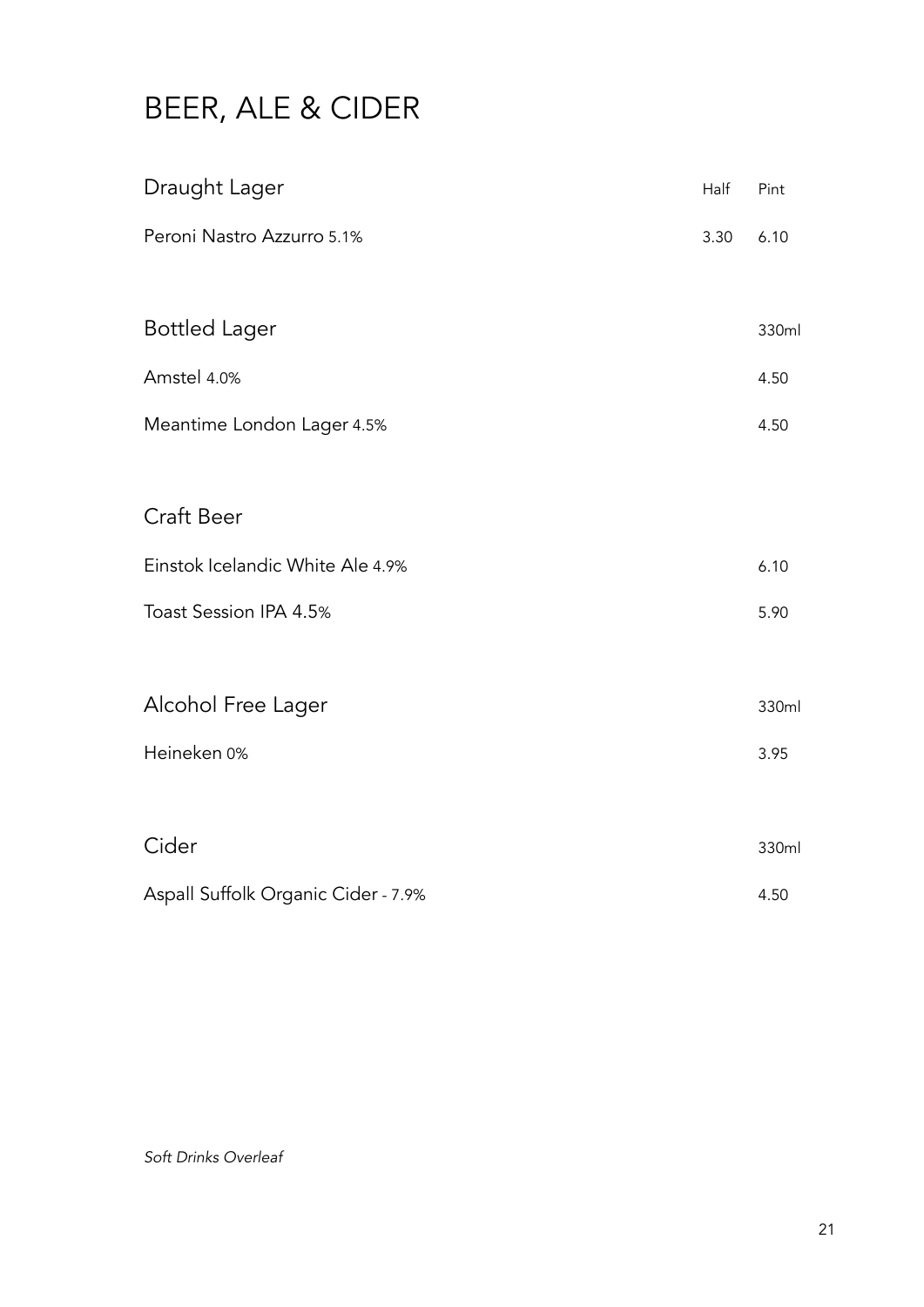# BEER, ALE & CIDER

## Draught Lager

| | Half | Pint |
|---|---|---|
| Peroni Nastro Azzurro 5.1% | 3.30 | 6.10 |

## Bottled Lager

| | 330ml |
|---|---|
| Amstel 4.0% | 4.50 |
| Meantime London Lager 4.5% | 4.50 |

## Craft Beer

| | |
|---|---|
| Einstok Icelandic White Ale 4.9% | 6.10 |
| Toast Session IPA 4.5% | 5.90 |

## Alcohol Free Lager

| | 330ml |
|---|---|
| Heineken 0% | 3.95 |

## Cider

| | 330ml |
|---|---|
| Aspall Suffolk Organic Cider - 7.9% | 4.50 |

*Soft Drinks Overleaf*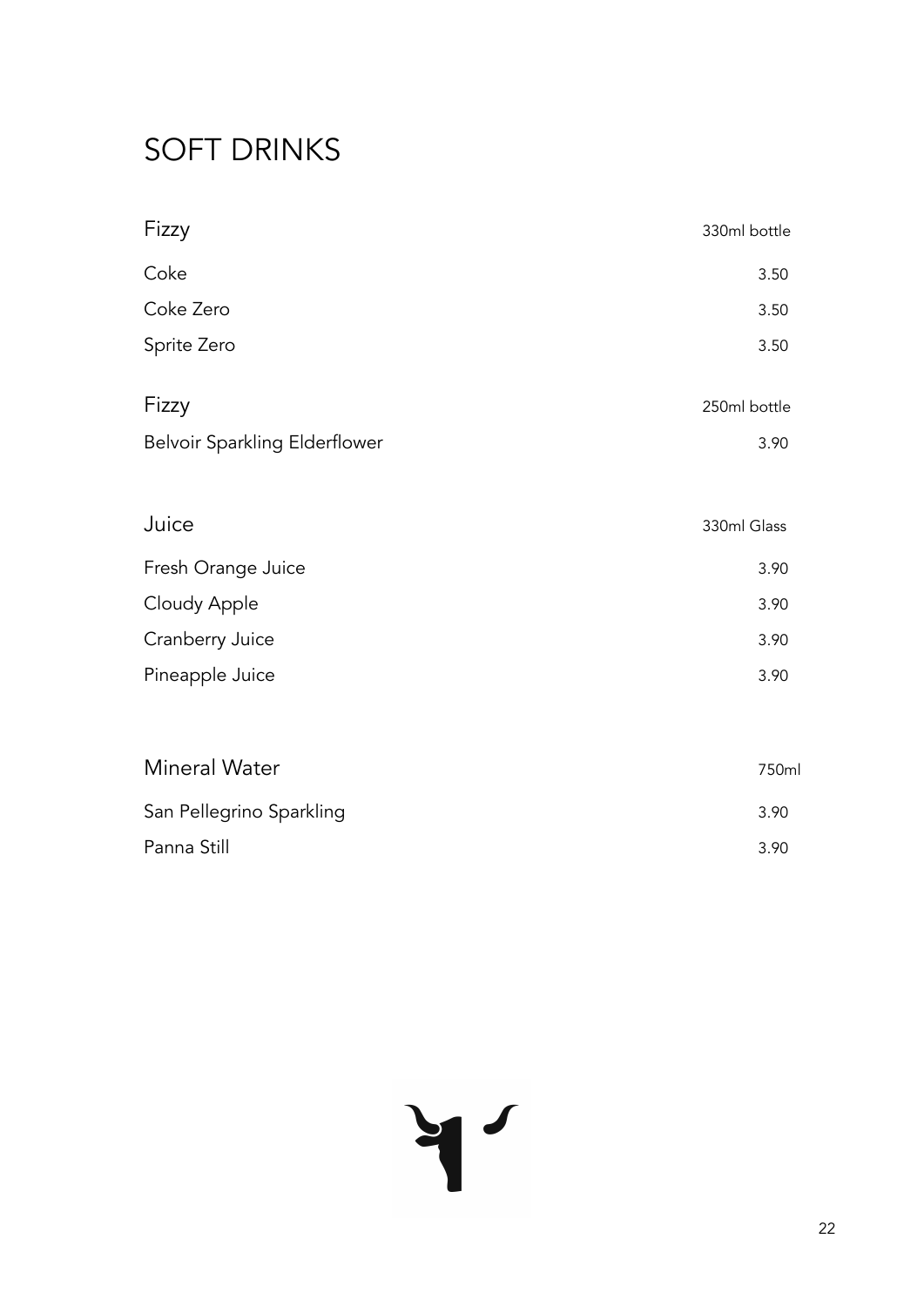# SOFT DRINKS

| Fizzy | 330ml bottle |
|---|---|
| Coke | 3.50 |
| Coke Zero | 3.50 |
| Sprite Zero | 3.50 |

| Fizzy | 250ml bottle |
|---|---|
| Belvoir Sparkling Elderflower | 3.90 |

| Juice | 330ml Glass |
|---|---|
| Fresh Orange Juice | 3.90 |
| Cloudy Apple | 3.90 |
| Cranberry Juice | 3.90 |
| Pineapple Juice | 3.90 |

| Mineral Water | 750ml |
|---|---|
| San Pellegrino Sparkling | 3.90 |
| Panna Still | 3.90 |